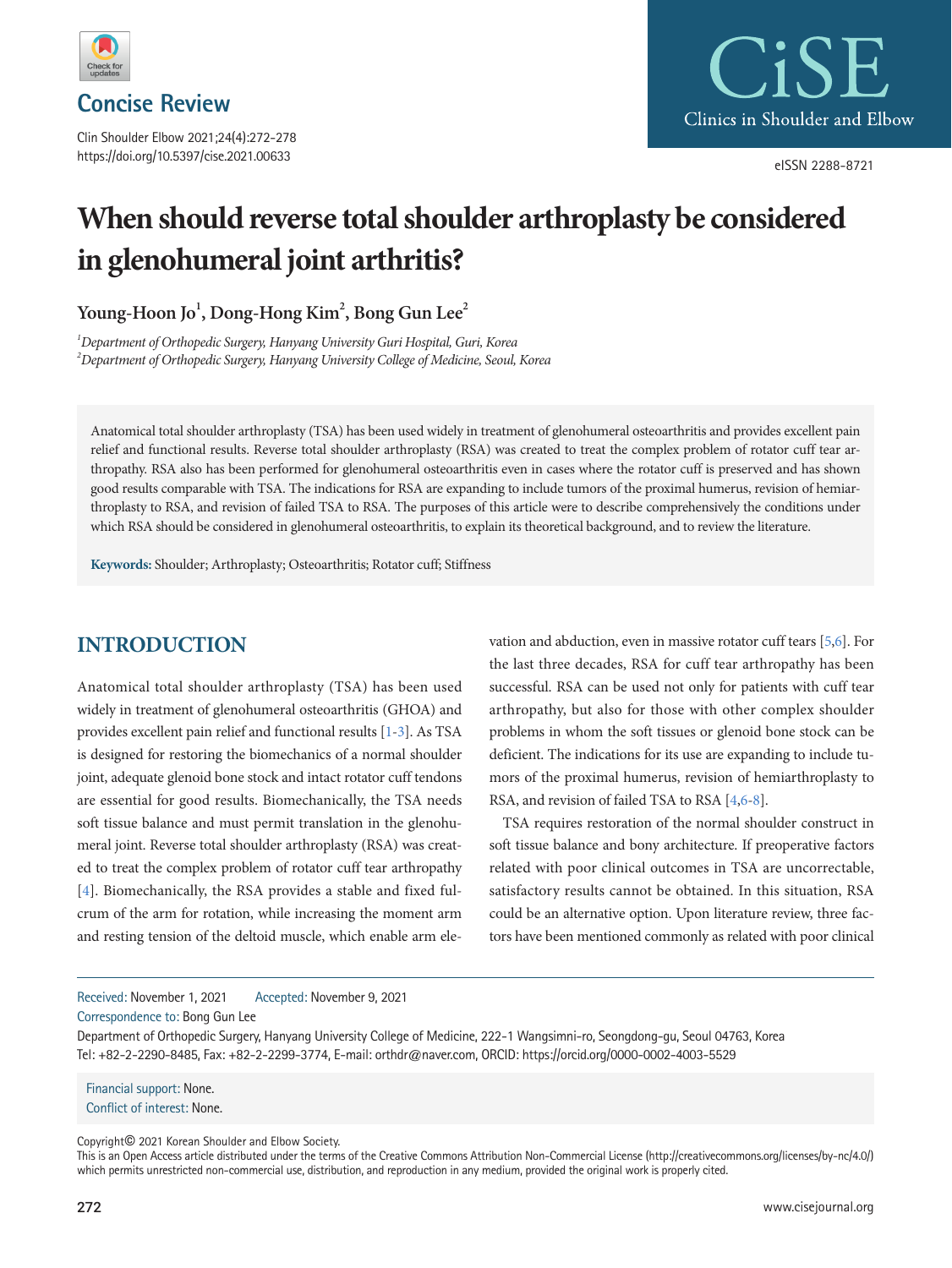## Concise Review

Clin Shoulder Elbow 2021;24(4):272-278
https://doi.org/10.5397/cise.2021.00633

eISSN 2288-8721

# When should reverse total shoulder arthroplasty be considered in glenohumeral joint arthritis?

**Young-Hoon Jo[1], Dong-Hong Kim[2], Bong Gun Lee[2]**

*[1]Department of Orthopedic Surgery, Hanyang University Guri Hospital, Guri, Korea*
*[2]Department of Orthopedic Surgery, Hanyang University College of Medicine, Seoul, Korea*

Anatomical total shoulder arthroplasty (TSA) has been used widely in treatment of glenohumeral osteoarthritis and provides excellent pain relief and functional results. Reverse total shoulder arthroplasty (RSA) was created to treat the complex problem of rotator cuff tear arthropathy. RSA also has been performed for glenohumeral osteoarthritis even in cases where the rotator cuff is preserved and has shown good results comparable with TSA. The indications for RSA are expanding to include tumors of the proximal humerus, revision of hemiarthroplasty to RSA, and revision of failed TSA to RSA. The purposes of this article were to describe comprehensively the conditions under which RSA should be considered in glenohumeral osteoarthritis, to explain its theoretical background, and to review the literature.

**Keywords:** Shoulder; Arthroplasty; Osteoarthritis; Rotator cuff; Stiffness

## INTRODUCTION

Anatomical total shoulder arthroplasty (TSA) has been used widely in treatment of glenohumeral osteoarthritis (GHOA) and provides excellent pain relief and functional results [1-3]. As TSA is designed for restoring the biomechanics of a normal shoulder joint, adequate glenoid bone stock and intact rotator cuff tendons are essential for good results. Biomechanically, the TSA needs soft tissue balance and must permit translation in the glenohumeral joint. Reverse total shoulder arthroplasty (RSA) was created to treat the complex problem of rotator cuff tear arthropathy [4]. Biomechanically, the RSA provides a stable and fixed fulcrum of the arm for rotation, while increasing the moment arm and resting tension of the deltoid muscle, which enable arm elevation and abduction, even in massive rotator cuff tears [5,6]. For the last three decades, RSA for cuff tear arthropathy has been successful. RSA can be used not only for patients with cuff tear arthropathy, but also for those with other complex shoulder problems in whom the soft tissues or glenoid bone stock can be deficient. The indications for its use are expanding to include tumors of the proximal humerus, revision of hemiarthroplasty to RSA, and revision of failed TSA to RSA [4,6-8].

TSA requires restoration of the normal shoulder construct in soft tissue balance and bony architecture. If preoperative factors related with poor clinical outcomes in TSA are uncorrectable, satisfactory results cannot be obtained. In this situation, RSA could be an alternative option. Upon literature review, three factors have been mentioned commonly as related with poor clinical

Received: November 1, 2021 Accepted: November 9, 2021
Correspondence to: Bong Gun Lee
Department of Orthopedic Surgery, Hanyang University College of Medicine, 222-1 Wangsimni-ro, Seongdong-gu, Seoul 04763, Korea
Tel: +82-2-2290-8485, Fax: +82-2-2299-3774, E-mail: orthdr@naver.com, ORCID: https://orcid.org/0000-0002-4003-5529

Financial support: None.
Conflict of interest: None.

Copyright© 2021 Korean Shoulder and Elbow Society.
This is an Open Access article distributed under the terms of the Creative Commons Attribution Non-Commercial License (http://creativecommons.org/licenses/by-nc/4.0/) which permits unrestricted non-commercial use, distribution, and reproduction in any medium, provided the original work is properly cited.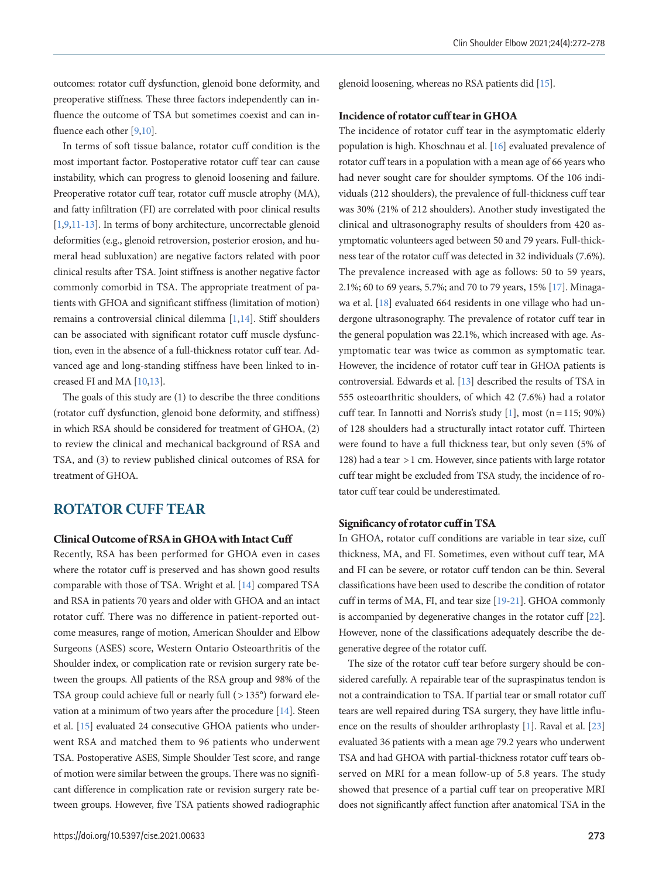outcomes: rotator cuff dysfunction, glenoid bone deformity, and preoperative stiffness. These three factors independently can influence the outcome of TSA but sometimes coexist and can influence each other [9,10].

In terms of soft tissue balance, rotator cuff condition is the most important factor. Postoperative rotator cuff tear can cause instability, which can progress to glenoid loosening and failure. Preoperative rotator cuff tear, rotator cuff muscle atrophy (MA), and fatty infiltration (FI) are correlated with poor clinical results [1,9,11-13]. In terms of bony architecture, uncorrectable glenoid deformities (e.g., glenoid retroversion, posterior erosion, and humeral head subluxation) are negative factors related with poor clinical results after TSA. Joint stiffness is another negative factor commonly comorbid in TSA. The appropriate treatment of patients with GHOA and significant stiffness (limitation of motion) remains a controversial clinical dilemma [1,14]. Stiff shoulders can be associated with significant rotator cuff muscle dysfunction, even in the absence of a full-thickness rotator cuff tear. Advanced age and long-standing stiffness have been linked to increased FI and MA [10,13].

The goals of this study are (1) to describe the three conditions (rotator cuff dysfunction, glenoid bone deformity, and stiffness) in which RSA should be considered for treatment of GHOA, (2) to review the clinical and mechanical background of RSA and TSA, and (3) to review published clinical outcomes of RSA for treatment of GHOA.

## ROTATOR CUFF TEAR

### Clinical Outcome of RSA in GHOA with Intact Cuff

Recently, RSA has been performed for GHOA even in cases where the rotator cuff is preserved and has shown good results comparable with those of TSA. Wright et al. [14] compared TSA and RSA in patients 70 years and older with GHOA and an intact rotator cuff. There was no difference in patient-reported outcome measures, range of motion, American Shoulder and Elbow Surgeons (ASES) score, Western Ontario Osteoarthritis of the Shoulder index, or complication rate or revision surgery rate between the groups. All patients of the RSA group and 98% of the TSA group could achieve full or nearly full (>135°) forward elevation at a minimum of two years after the procedure [14]. Steen et al. [15] evaluated 24 consecutive GHOA patients who underwent RSA and matched them to 96 patients who underwent TSA. Postoperative ASES, Simple Shoulder Test score, and range of motion were similar between the groups. There was no significant difference in complication rate or revision surgery rate between groups. However, five TSA patients showed radiographic glenoid loosening, whereas no RSA patients did [15].

### Incidence of rotator cuff tear in GHOA

The incidence of rotator cuff tear in the asymptomatic elderly population is high. Khoschnau et al. [16] evaluated prevalence of rotator cuff tears in a population with a mean age of 66 years who had never sought care for shoulder symptoms. Of the 106 individuals (212 shoulders), the prevalence of full-thickness cuff tear was 30% (21% of 212 shoulders). Another study investigated the clinical and ultrasonography results of shoulders from 420 asymptomatic volunteers aged between 50 and 79 years. Full-thickness tear of the rotator cuff was detected in 32 individuals (7.6%). The prevalence increased with age as follows: 50 to 59 years, 2.1%; 60 to 69 years, 5.7%; and 70 to 79 years, 15% [17]. Minagawa et al. [18] evaluated 664 residents in one village who had undergone ultrasonography. The prevalence of rotator cuff tear in the general population was 22.1%, which increased with age. Asymptomatic tear was twice as common as symptomatic tear. However, the incidence of rotator cuff tear in GHOA patients is controversial. Edwards et al. [13] described the results of TSA in 555 osteoarthritic shoulders, of which 42 (7.6%) had a rotator cuff tear. In Iannotti and Norris's study [1], most (n=115; 90%) of 128 shoulders had a structurally intact rotator cuff. Thirteen were found to have a full thickness tear, but only seven (5% of 128) had a tear >1 cm. However, since patients with large rotator cuff tear might be excluded from TSA study, the incidence of rotator cuff tear could be underestimated.

### Significancy of rotator cuff in TSA

In GHOA, rotator cuff conditions are variable in tear size, cuff thickness, MA, and FI. Sometimes, even without cuff tear, MA and FI can be severe, or rotator cuff tendon can be thin. Several classifications have been used to describe the condition of rotator cuff in terms of MA, FI, and tear size [19-21]. GHOA commonly is accompanied by degenerative changes in the rotator cuff [22]. However, none of the classifications adequately describe the degenerative degree of the rotator cuff.

The size of the rotator cuff tear before surgery should be considered carefully. A repairable tear of the supraspinatus tendon is not a contraindication to TSA. If partial tear or small rotator cuff tears are well repaired during TSA surgery, they have little influence on the results of shoulder arthroplasty [1]. Raval et al. [23] evaluated 36 patients with a mean age 79.2 years who underwent TSA and had GHOA with partial-thickness rotator cuff tears observed on MRI for a mean follow-up of 5.8 years. The study showed that presence of a partial cuff tear on preoperative MRI does not significantly affect function after anatomical TSA in the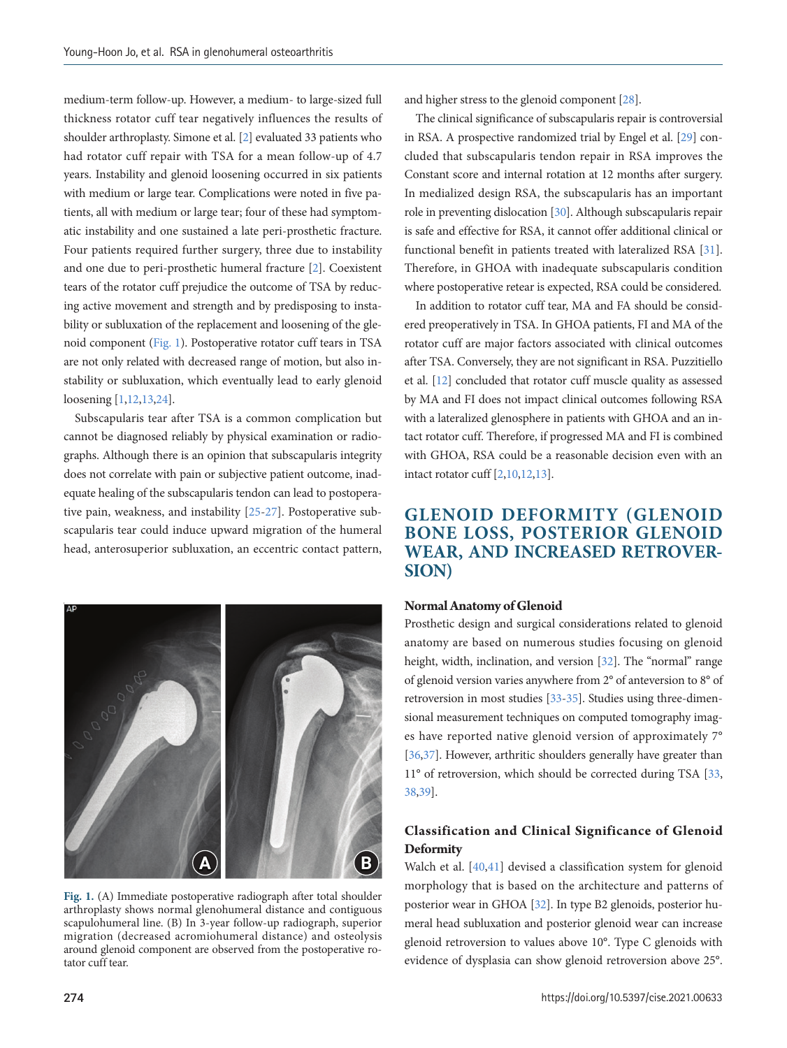medium-term follow-up. However, a medium- to large-sized full thickness rotator cuff tear negatively influences the results of shoulder arthroplasty. Simone et al. [2] evaluated 33 patients who had rotator cuff repair with TSA for a mean follow-up of 4.7 years. Instability and glenoid loosening occurred in six patients with medium or large tear. Complications were noted in five patients, all with medium or large tear; four of these had symptomatic instability and one sustained a late peri-prosthetic fracture. Four patients required further surgery, three due to instability and one due to peri-prosthetic humeral fracture [2]. Coexistent tears of the rotator cuff prejudice the outcome of TSA by reducing active movement and strength and by predisposing to instability or subluxation of the replacement and loosening of the glenoid component (Fig. 1). Postoperative rotator cuff tears in TSA are not only related with decreased range of motion, but also instability or subluxation, which eventually lead to early glenoid loosening [1,12,13,24].

Subscapularis tear after TSA is a common complication but cannot be diagnosed reliably by physical examination or radiographs. Although there is an opinion that subscapularis integrity does not correlate with pain or subjective patient outcome, inadequate healing of the subscapularis tendon can lead to postoperative pain, weakness, and instability [25-27]. Postoperative subscapularis tear could induce upward migration of the humeral head, anterosuperior subluxation, an eccentric contact pattern, and higher stress to the glenoid component [28].

Fig. 1. (A) Immediate postoperative radiograph after total shoulder arthroplasty shows normal glenohumeral distance and contiguous scapulohumeral line. (B) In 3-year follow-up radiograph, superior migration (decreased acromiohumeral distance) and osteolysis around glenoid component are observed from the postoperative rotator cuff tear.

The clinical significance of subscapularis repair is controversial in RSA. A prospective randomized trial by Engel et al. [29] concluded that subscapularis tendon repair in RSA improves the Constant score and internal rotation at 12 months after surgery. In medialized design RSA, the subscapularis has an important role in preventing dislocation [30]. Although subscapularis repair is safe and effective for RSA, it cannot offer additional clinical or functional benefit in patients treated with lateralized RSA [31]. Therefore, in GHOA with inadequate subscapularis condition where postoperative retear is expected, RSA could be considered.

In addition to rotator cuff tear, MA and FA should be considered preoperatively in TSA. In GHOA patients, FI and MA of the rotator cuff are major factors associated with clinical outcomes after TSA. Conversely, they are not significant in RSA. Puzzitiello et al. [12] concluded that rotator cuff muscle quality as assessed by MA and FI does not impact clinical outcomes following RSA with a lateralized glenosphere in patients with GHOA and an intact rotator cuff. Therefore, if progressed MA and FI is combined with GHOA, RSA could be a reasonable decision even with an intact rotator cuff [2,10,12,13].

## GLENOID DEFORMITY (GLENOID BONE LOSS, POSTERIOR GLENOID WEAR, AND INCREASED RETROVERSION)

### Normal Anatomy of Glenoid

Prosthetic design and surgical considerations related to glenoid anatomy are based on numerous studies focusing on glenoid height, width, inclination, and version [32]. The "normal" range of glenoid version varies anywhere from 2° of anteversion to 8° of retroversion in most studies [33-35]. Studies using three-dimensional measurement techniques on computed tomography images have reported native glenoid version of approximately 7° [36,37]. However, arthritic shoulders generally have greater than 11° of retroversion, which should be corrected during TSA [33,38,39].

### Classification and Clinical Significance of Glenoid Deformity

Walch et al. [40,41] devised a classification system for glenoid morphology that is based on the architecture and patterns of posterior wear in GHOA [32]. In type B2 glenoids, posterior humeral head subluxation and posterior glenoid wear can increase glenoid retroversion to values above 10°. Type C glenoids with evidence of dysplasia can show glenoid retroversion above 25°.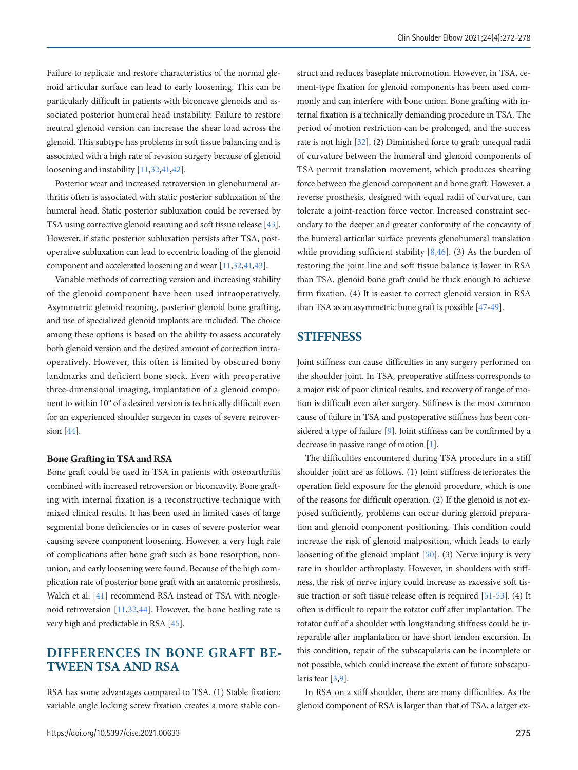Failure to replicate and restore characteristics of the normal glenoid articular surface can lead to early loosening. This can be particularly difficult in patients with biconcave glenoids and associated posterior humeral head instability. Failure to restore neutral glenoid version can increase the shear load across the glenoid. This subtype has problems in soft tissue balancing and is associated with a high rate of revision surgery because of glenoid loosening and instability [11,32,41,42].

Posterior wear and increased retroversion in glenohumeral arthritis often is associated with static posterior subluxation of the humeral head. Static posterior subluxation could be reversed by TSA using corrective glenoid reaming and soft tissue release [43]. However, if static posterior subluxation persists after TSA, postoperative subluxation can lead to eccentric loading of the glenoid component and accelerated loosening and wear [11,32,41,43].

Variable methods of correcting version and increasing stability of the glenoid component have been used intraoperatively. Asymmetric glenoid reaming, posterior glenoid bone grafting, and use of specialized glenoid implants are included. The choice among these options is based on the ability to assess accurately both glenoid version and the desired amount of correction intraoperatively. However, this often is limited by obscured bony landmarks and deficient bone stock. Even with preoperative three-dimensional imaging, implantation of a glenoid component to within 10° of a desired version is technically difficult even for an experienced shoulder surgeon in cases of severe retroversion [44].

### Bone Grafting in TSA and RSA

Bone graft could be used in TSA in patients with osteoarthritis combined with increased retroversion or biconcavity. Bone grafting with internal fixation is a reconstructive technique with mixed clinical results. It has been used in limited cases of large segmental bone deficiencies or in cases of severe posterior wear causing severe component loosening. However, a very high rate of complications after bone graft such as bone resorption, nonunion, and early loosening were found. Because of the high complication rate of posterior bone graft with an anatomic prosthesis, Walch et al. [41] recommend RSA instead of TSA with neoglenoid retroversion [11,32,44]. However, the bone healing rate is very high and predictable in RSA [45].

## DIFFERENCES IN BONE GRAFT BETWEEN TSA AND RSA

RSA has some advantages compared to TSA. (1) Stable fixation: variable angle locking screw fixation creates a more stable construct and reduces baseplate micromotion. However, in TSA, cement-type fixation for glenoid components has been used commonly and can interfere with bone union. Bone grafting with internal fixation is a technically demanding procedure in TSA. The period of motion restriction can be prolonged, and the success rate is not high [32]. (2) Diminished force to graft: unequal radii of curvature between the humeral and glenoid components of TSA permit translation movement, which produces shearing force between the glenoid component and bone graft. However, a reverse prosthesis, designed with equal radii of curvature, can tolerate a joint-reaction force vector. Increased constraint secondary to the deeper and greater conformity of the concavity of the humeral articular surface prevents glenohumeral translation while providing sufficient stability [8,46]. (3) As the burden of restoring the joint line and soft tissue balance is lower in RSA than TSA, glenoid bone graft could be thick enough to achieve firm fixation. (4) It is easier to correct glenoid version in RSA than TSA as an asymmetric bone graft is possible [47-49].

## STIFFNESS

Joint stiffness can cause difficulties in any surgery performed on the shoulder joint. In TSA, preoperative stiffness corresponds to a major risk of poor clinical results, and recovery of range of motion is difficult even after surgery. Stiffness is the most common cause of failure in TSA and postoperative stiffness has been considered a type of failure [9]. Joint stiffness can be confirmed by a decrease in passive range of motion [1].

The difficulties encountered during TSA procedure in a stiff shoulder joint are as follows. (1) Joint stiffness deteriorates the operation field exposure for the glenoid procedure, which is one of the reasons for difficult operation. (2) If the glenoid is not exposed sufficiently, problems can occur during glenoid preparation and glenoid component positioning. This condition could increase the risk of glenoid malposition, which leads to early loosening of the glenoid implant [50]. (3) Nerve injury is very rare in shoulder arthroplasty. However, in shoulders with stiffness, the risk of nerve injury could increase as excessive soft tissue traction or soft tissue release often is required [51-53]. (4) It often is difficult to repair the rotator cuff after implantation. The rotator cuff of a shoulder with longstanding stiffness could be irreparable after implantation or have short tendon excursion. In this condition, repair of the subscapularis can be incomplete or not possible, which could increase the extent of future subscapularis tear [3,9].

In RSA on a stiff shoulder, there are many difficulties. As the glenoid component of RSA is larger than that of TSA, a larger ex-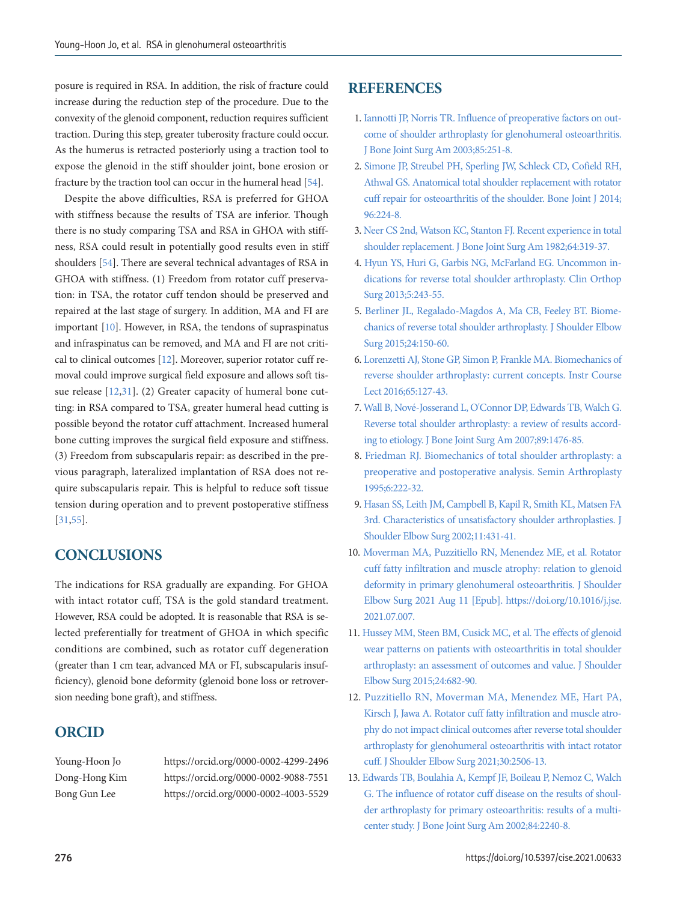posure is required in RSA. In addition, the risk of fracture could increase during the reduction step of the procedure. Due to the convexity of the glenoid component, reduction requires sufficient traction. During this step, greater tuberosity fracture could occur. As the humerus is retracted posteriorly using a traction tool to expose the glenoid in the stiff shoulder joint, bone erosion or fracture by the traction tool can occur in the humeral head [54].

Despite the above difficulties, RSA is preferred for GHOA with stiffness because the results of TSA are inferior. Though there is no study comparing TSA and RSA in GHOA with stiffness, RSA could result in potentially good results even in stiff shoulders [54]. There are several technical advantages of RSA in GHOA with stiffness. (1) Freedom from rotator cuff preservation: in TSA, the rotator cuff tendon should be preserved and repaired at the last stage of surgery. In addition, MA and FI are important [10]. However, in RSA, the tendons of supraspinatus and infraspinatus can be removed, and MA and FI are not critical to clinical outcomes [12]. Moreover, superior rotator cuff removal could improve surgical field exposure and allows soft tissue release [12,31]. (2) Greater capacity of humeral bone cutting: in RSA compared to TSA, greater humeral head cutting is possible beyond the rotator cuff attachment. Increased humeral bone cutting improves the surgical field exposure and stiffness. (3) Freedom from subscapularis repair: as described in the previous paragraph, lateralized implantation of RSA does not require subscapularis repair. This is helpful to reduce soft tissue tension during operation and to prevent postoperative stiffness [31,55].

## CONCLUSIONS

The indications for RSA gradually are expanding. For GHOA with intact rotator cuff, TSA is the gold standard treatment. However, RSA could be adopted. It is reasonable that RSA is selected preferentially for treatment of GHOA in which specific conditions are combined, such as rotator cuff degeneration (greater than 1 cm tear, advanced MA or FI, subscapularis insufficiency), glenoid bone deformity (glenoid bone loss or retroversion needing bone graft), and stiffness.

## ORCID

Young-Hoon Jo https://orcid.org/0000-0002-4299-2496
Dong-Hong Kim https://orcid.org/0000-0002-9088-7551
Bong Gun Lee https://orcid.org/0000-0002-4003-5529

## REFERENCES

1. Iannotti JP, Norris TR. Influence of preoperative factors on outcome of shoulder arthroplasty for glenohumeral osteoarthritis. J Bone Joint Surg Am 2003;85:251-8.
2. Simone JP, Streubel PH, Sperling JW, Schleck CD, Cofield RH, Athwal GS. Anatomical total shoulder replacement with rotator cuff repair for osteoarthritis of the shoulder. Bone Joint J 2014; 96:224-8.
3. Neer CS 2nd, Watson KC, Stanton FJ. Recent experience in total shoulder replacement. J Bone Joint Surg Am 1982;64:319-37.
4. Hyun YS, Huri G, Garbis NG, McFarland EG. Uncommon indications for reverse total shoulder arthroplasty. Clin Orthop Surg 2013;5:243-55.
5. Berliner JL, Regalado-Magdos A, Ma CB, Feeley BT. Biomechanics of reverse total shoulder arthroplasty. J Shoulder Elbow Surg 2015;24:150-60.
6. Lorenzetti AJ, Stone GP, Simon P, Frankle MA. Biomechanics of reverse shoulder arthroplasty: current concepts. Instr Course Lect 2016;65:127-43.
7. Wall B, Nové-Josserand L, O'Connor DP, Edwards TB, Walch G. Reverse total shoulder arthroplasty: a review of results according to etiology. J Bone Joint Surg Am 2007;89:1476-85.
8. Friedman RJ. Biomechanics of total shoulder arthroplasty: a preoperative and postoperative analysis. Semin Arthroplasty 1995;6:222-32.
9. Hasan SS, Leith JM, Campbell B, Kapil R, Smith KL, Matsen FA 3rd. Characteristics of unsatisfactory shoulder arthroplasties. J Shoulder Elbow Surg 2002;11:431-41.
10. Moverman MA, Puzzitiello RN, Menendez ME, et al. Rotator cuff fatty infiltration and muscle atrophy: relation to glenoid deformity in primary glenohumeral osteoarthritis. J Shoulder Elbow Surg 2021 Aug 11 [Epub]. https://doi.org/10.1016/j.jse.2021.07.007.
11. Hussey MM, Steen BM, Cusick MC, et al. The effects of glenoid wear patterns on patients with osteoarthritis in total shoulder arthroplasty: an assessment of outcomes and value. J Shoulder Elbow Surg 2015;24:682-90.
12. Puzzitiello RN, Moverman MA, Menendez ME, Hart PA, Kirsch J, Jawa A. Rotator cuff fatty infiltration and muscle atrophy do not impact clinical outcomes after reverse total shoulder arthroplasty for glenohumeral osteoarthritis with intact rotator cuff. J Shoulder Elbow Surg 2021;30:2506-13.
13. Edwards TB, Boulahia A, Kempf JF, Boileau P, Nemoz C, Walch G. The influence of rotator cuff disease on the results of shoulder arthroplasty for primary osteoarthritis: results of a multicenter study. J Bone Joint Surg Am 2002;84:2240-8.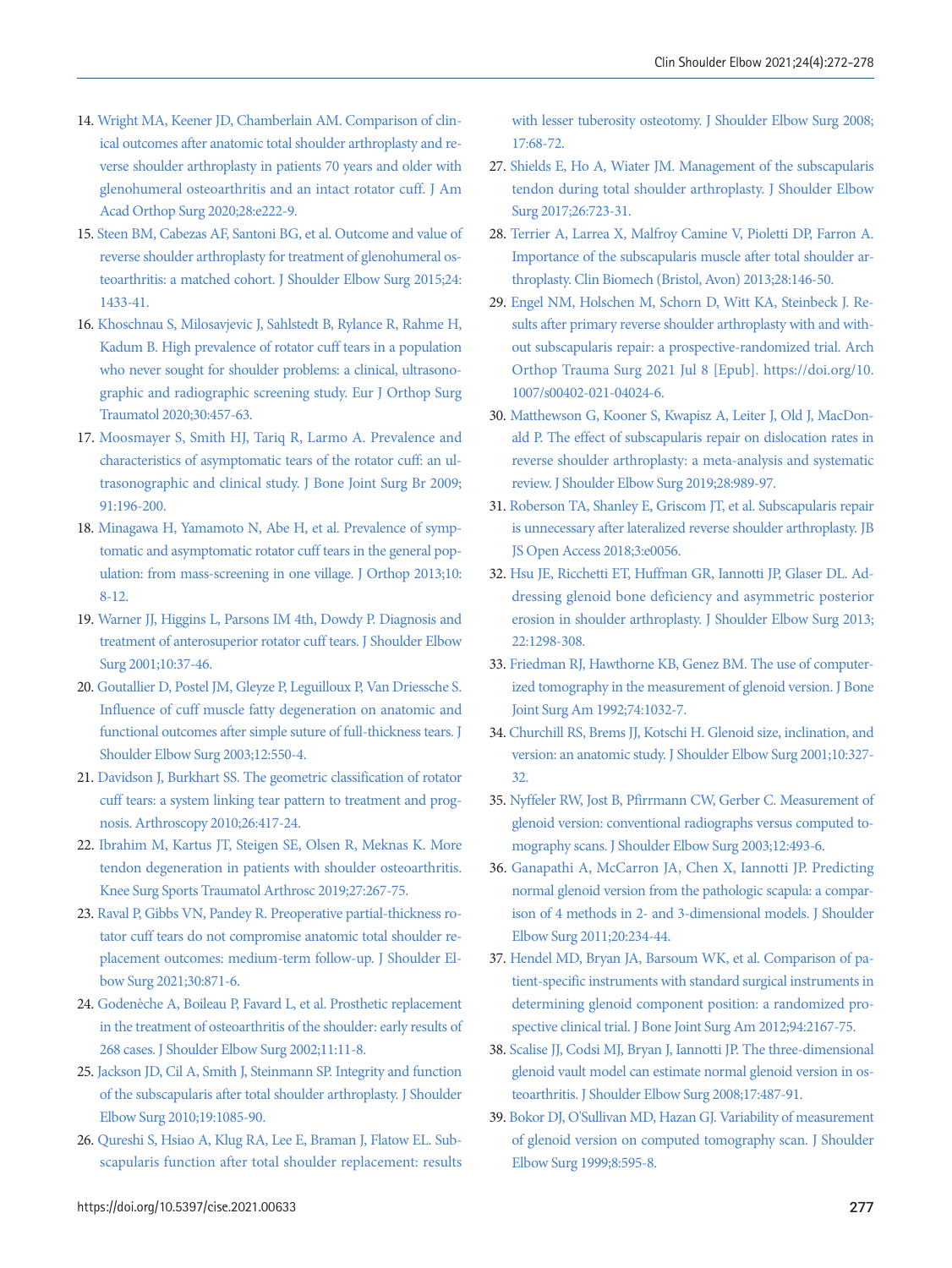14. Wright MA, Keener JD, Chamberlain AM. Comparison of clinical outcomes after anatomic total shoulder arthroplasty and reverse shoulder arthroplasty in patients 70 years and older with glenohumeral osteoarthritis and an intact rotator cuff. J Am Acad Orthop Surg 2020;28:e222-9.
15. Steen BM, Cabezas AF, Santoni BG, et al. Outcome and value of reverse shoulder arthroplasty for treatment of glenohumeral osteoarthritis: a matched cohort. J Shoulder Elbow Surg 2015;24:1433-41.
16. Khoschnau S, Milosavjevic J, Sahlstedt B, Rylance R, Rahme H, Kadum B. High prevalence of rotator cuff tears in a population who never sought for shoulder problems: a clinical, ultrasonographic and radiographic screening study. Eur J Orthop Surg Traumatol 2020;30:457-63.
17. Moosmayer S, Smith HJ, Tariq R, Larmo A. Prevalence and characteristics of asymptomatic tears of the rotator cuff: an ultrasonographic and clinical study. J Bone Joint Surg Br 2009;91:196-200.
18. Minagawa H, Yamamoto N, Abe H, et al. Prevalence of symptomatic and asymptomatic rotator cuff tears in the general population: from mass-screening in one village. J Orthop 2013;10:8-12.
19. Warner JJ, Higgins L, Parsons IM 4th, Dowdy P. Diagnosis and treatment of anterosuperior rotator cuff tears. J Shoulder Elbow Surg 2001;10:37-46.
20. Goutallier D, Postel JM, Gleyze P, Leguilloux P, Van Driessche S. Influence of cuff muscle fatty degeneration on anatomic and functional outcomes after simple suture of full-thickness tears. J Shoulder Elbow Surg 2003;12:550-4.
21. Davidson J, Burkhart SS. The geometric classification of rotator cuff tears: a system linking tear pattern to treatment and prognosis. Arthroscopy 2010;26:417-24.
22. Ibrahim M, Kartus JT, Steigen SE, Olsen R, Meknas K. More tendon degeneration in patients with shoulder osteoarthritis. Knee Surg Sports Traumatol Arthrosc 2019;27:267-75.
23. Raval P, Gibbs VN, Pandey R. Preoperative partial-thickness rotator cuff tears do not compromise anatomic total shoulder replacement outcomes: medium-term follow-up. J Shoulder Elbow Surg 2021;30:871-6.
24. Godenèche A, Boileau P, Favard L, et al. Prosthetic replacement in the treatment of osteoarthritis of the shoulder: early results of 268 cases. J Shoulder Elbow Surg 2002;11:11-8.
25. Jackson JD, Cil A, Smith J, Steinmann SP. Integrity and function of the subscapularis after total shoulder arthroplasty. J Shoulder Elbow Surg 2010;19:1085-90.
26. Qureshi S, Hsiao A, Klug RA, Lee E, Braman J, Flatow EL. Subscapularis function after total shoulder replacement: results with lesser tuberosity osteotomy. J Shoulder Elbow Surg 2008;17:68-72.
27. Shields E, Ho A, Wiater JM. Management of the subscapularis tendon during total shoulder arthroplasty. J Shoulder Elbow Surg 2017;26:723-31.
28. Terrier A, Larrea X, Malfroy Camine V, Pioletti DP, Farron A. Importance of the subscapularis muscle after total shoulder arthroplasty. Clin Biomech (Bristol, Avon) 2013;28:146-50.
29. Engel NM, Holschen M, Schorn D, Witt KA, Steinbeck J. Results after primary reverse shoulder arthroplasty with and without subscapularis repair: a prospective-randomized trial. Arch Orthop Trauma Surg 2021 Jul 8 [Epub]. https://doi.org/10.1007/s00402-021-04024-6.
30. Matthewson G, Kooner S, Kwapisz A, Leiter J, Old J, MacDonald P. The effect of subscapularis repair on dislocation rates in reverse shoulder arthroplasty: a meta-analysis and systematic review. J Shoulder Elbow Surg 2019;28:989-97.
31. Roberson TA, Shanley E, Griscom JT, et al. Subscapularis repair is unnecessary after lateralized reverse shoulder arthroplasty. JB JS Open Access 2018;3:e0056.
32. Hsu JE, Ricchetti ET, Huffman GR, Iannotti JP, Glaser DL. Addressing glenoid bone deficiency and asymmetric posterior erosion in shoulder arthroplasty. J Shoulder Elbow Surg 2013;22:1298-308.
33. Friedman RJ, Hawthorne KB, Genez BM. The use of computerized tomography in the measurement of glenoid version. J Bone Joint Surg Am 1992;74:1032-7.
34. Churchill RS, Brems JJ, Kotschi H. Glenoid size, inclination, and version: an anatomic study. J Shoulder Elbow Surg 2001;10:327-32.
35. Nyffeler RW, Jost B, Pfirrmann CW, Gerber C. Measurement of glenoid version: conventional radiographs versus computed tomography scans. J Shoulder Elbow Surg 2003;12:493-6.
36. Ganapathi A, McCarron JA, Chen X, Iannotti JP. Predicting normal glenoid version from the pathologic scapula: a comparison of 4 methods in 2- and 3-dimensional models. J Shoulder Elbow Surg 2011;20:234-44.
37. Hendel MD, Bryan JA, Barsoum WK, et al. Comparison of patient-specific instruments with standard surgical instruments in determining glenoid component position: a randomized prospective clinical trial. J Bone Joint Surg Am 2012;94:2167-75.
38. Scalise JJ, Codsi MJ, Bryan J, Iannotti JP. The three-dimensional glenoid vault model can estimate normal glenoid version in osteoarthritis. J Shoulder Elbow Surg 2008;17:487-91.
39. Bokor DJ, O'Sullivan MD, Hazan GJ. Variability of measurement of glenoid version on computed tomography scan. J Shoulder Elbow Surg 1999;8:595-8.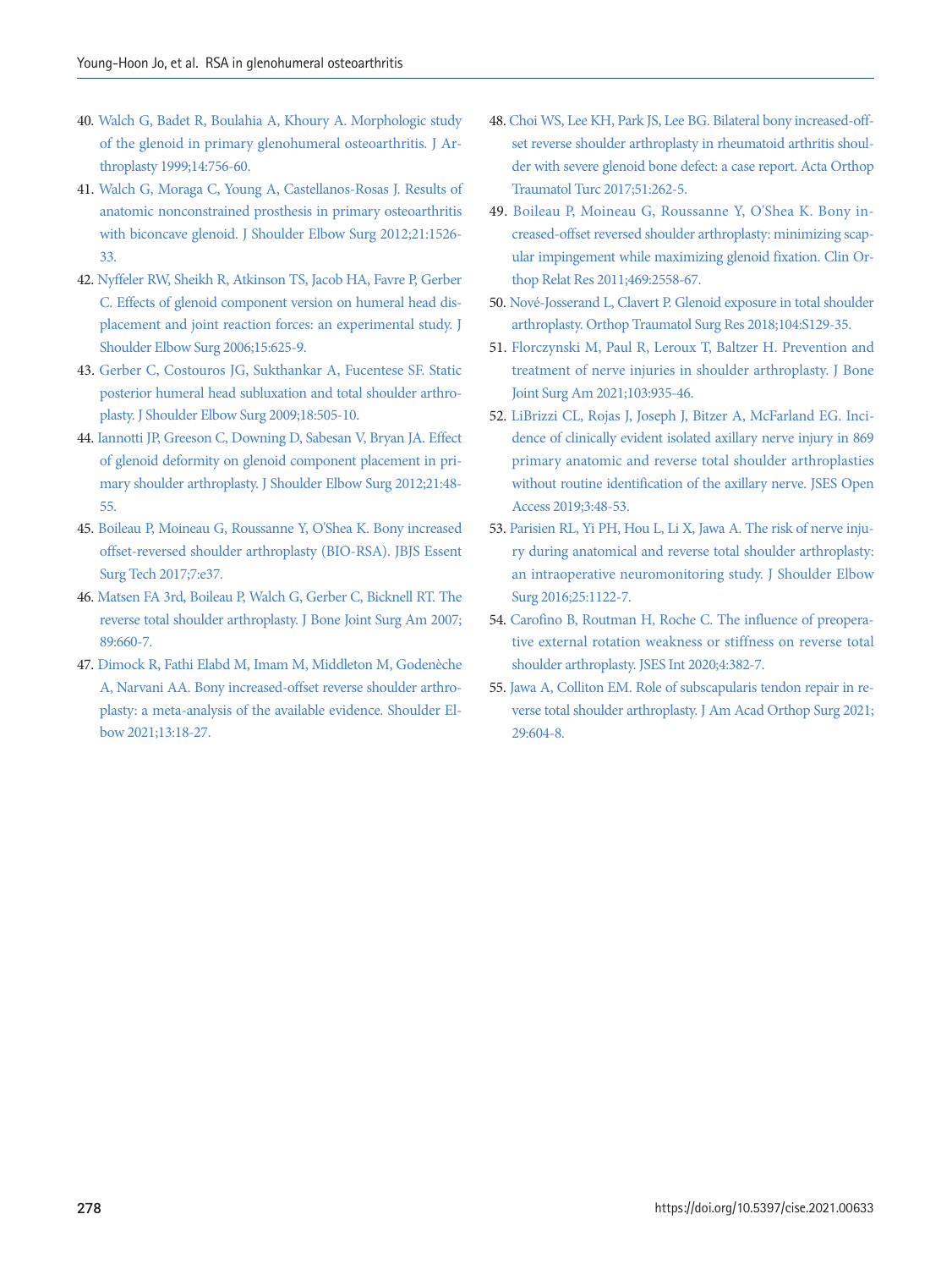40. Walch G, Badet R, Boulahia A, Khoury A. Morphologic study of the glenoid in primary glenohumeral osteoarthritis. J Arthroplasty 1999;14:756-60.
41. Walch G, Moraga C, Young A, Castellanos-Rosas J. Results of anatomic nonconstrained prosthesis in primary osteoarthritis with biconcave glenoid. J Shoulder Elbow Surg 2012;21:1526-33.
42. Nyffeler RW, Sheikh R, Atkinson TS, Jacob HA, Favre P, Gerber C. Effects of glenoid component version on humeral head displacement and joint reaction forces: an experimental study. J Shoulder Elbow Surg 2006;15:625-9.
43. Gerber C, Costouros JG, Sukthankar A, Fucentese SF. Static posterior humeral head subluxation and total shoulder arthroplasty. J Shoulder Elbow Surg 2009;18:505-10.
44. Iannotti JP, Greeson C, Downing D, Sabesan V, Bryan JA. Effect of glenoid deformity on glenoid component placement in primary shoulder arthroplasty. J Shoulder Elbow Surg 2012;21:48-55.
45. Boileau P, Moineau G, Roussanne Y, O'Shea K. Bony increased offset-reversed shoulder arthroplasty (BIO-RSA). JBJS Essent Surg Tech 2017;7:e37.
46. Matsen FA 3rd, Boileau P, Walch G, Gerber C, Bicknell RT. The reverse total shoulder arthroplasty. J Bone Joint Surg Am 2007;89:660-7.
47. Dimock R, Fathi Elabd M, Imam M, Middleton M, Godenèche A, Narvani AA. Bony increased-offset reverse shoulder arthroplasty: a meta-analysis of the available evidence. Shoulder Elbow 2021;13:18-27.
48. Choi WS, Lee KH, Park JS, Lee BG. Bilateral bony increased-offset reverse shoulder arthroplasty in rheumatoid arthritis shoulder with severe glenoid bone defect: a case report. Acta Orthop Traumatol Turc 2017;51:262-5.
49. Boileau P, Moineau G, Roussanne Y, O'Shea K. Bony increased-offset reversed shoulder arthroplasty: minimizing scapular impingement while maximizing glenoid fixation. Clin Orthop Relat Res 2011;469:2558-67.
50. Nové-Josserand L, Clavert P. Glenoid exposure in total shoulder arthroplasty. Orthop Traumatol Surg Res 2018;104:S129-35.
51. Florczynski M, Paul R, Leroux T, Baltzer H. Prevention and treatment of nerve injuries in shoulder arthroplasty. J Bone Joint Surg Am 2021;103:935-46.
52. LiBrizzi CL, Rojas J, Joseph J, Bitzer A, McFarland EG. Incidence of clinically evident isolated axillary nerve injury in 869 primary anatomic and reverse total shoulder arthroplasties without routine identification of the axillary nerve. JSES Open Access 2019;3:48-53.
53. Parisien RL, Yi PH, Hou L, Li X, Jawa A. The risk of nerve injury during anatomical and reverse total shoulder arthroplasty: an intraoperative neuromonitoring study. J Shoulder Elbow Surg 2016;25:1122-7.
54. Carofino B, Routman H, Roche C. The influence of preoperative external rotation weakness or stiffness on reverse total shoulder arthroplasty. JSES Int 2020;4:382-7.
55. Jawa A, Colliton EM. Role of subscapularis tendon repair in reverse total shoulder arthroplasty. J Am Acad Orthop Surg 2021;29:604-8.